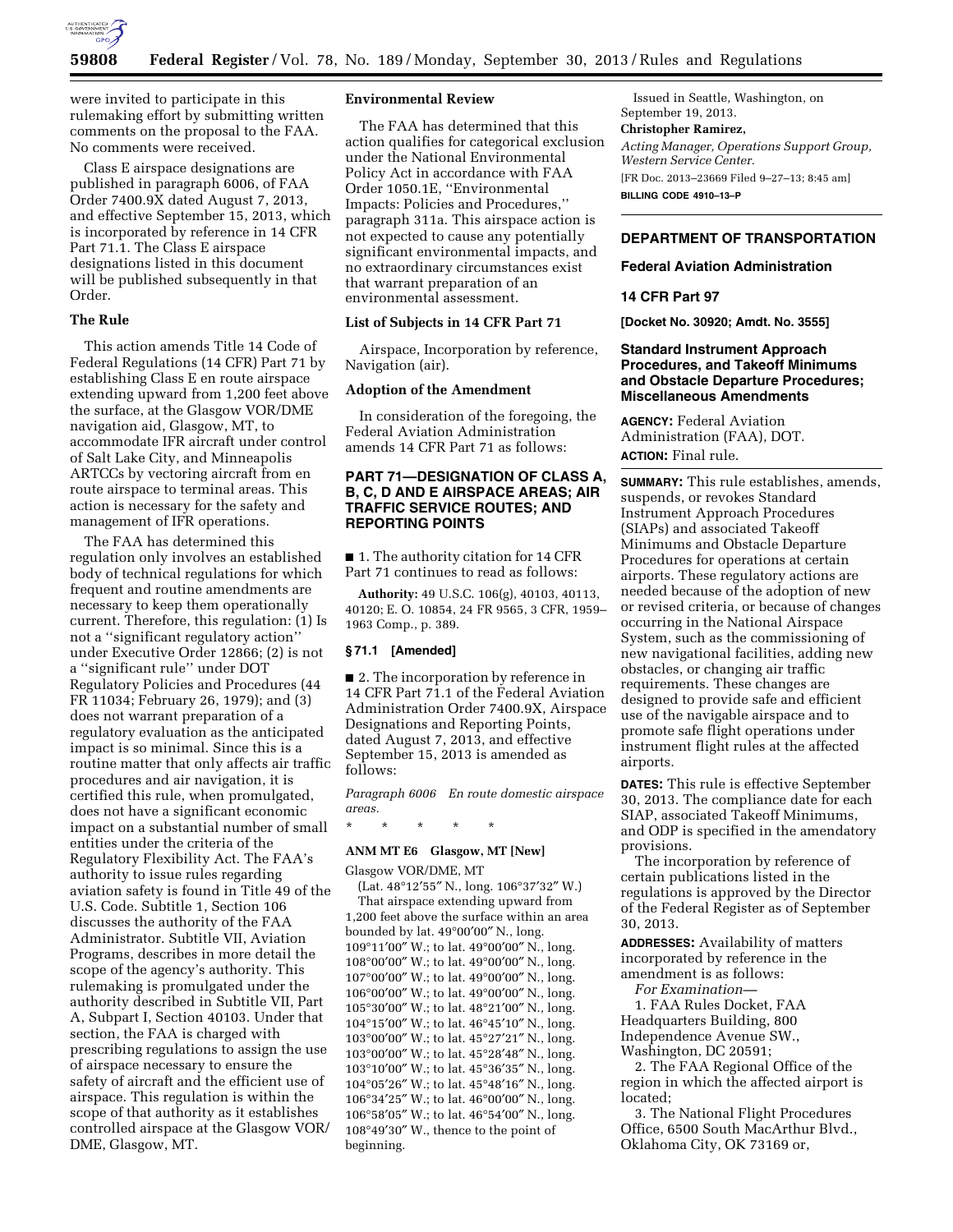were invited to participate in this rulemaking effort by submitting written comments on the proposal to the FAA. No comments were received.

Class E airspace designations are published in paragraph 6006, of FAA Order 7400.9X dated August 7, 2013, and effective September 15, 2013, which is incorporated by reference in 14 CFR Part 71.1. The Class E airspace designations listed in this document will be published subsequently in that Order.

### The Rule

This action amends Title 14 Code of Federal Regulations (14 CFR) Part 71 by establishing Class E en route airspace extending upward from 1,200 feet above the surface, at the Glasgow VOR/DME navigation aid, Glasgow, MT, to accommodate IFR aircraft under control of Salt Lake City, and Minneapolis ARTCCs by vectoring aircraft from en route airspace to terminal areas. This action is necessary for the safety and management of IFR operations.

The FAA has determined this regulation only involves an established body of technical regulations for which frequent and routine amendments are necessary to keep them operationally current. Therefore, this regulation: (1) Is not a ''significant regulatory action'' under Executive Order 12866; (2) is not a ''significant rule'' under DOT Regulatory Policies and Procedures (44 FR 11034; February 26, 1979); and (3) does not warrant preparation of a regulatory evaluation as the anticipated impact is so minimal. Since this is a routine matter that only affects air traffic procedures and air navigation, it is certified this rule, when promulgated, does not have a significant economic impact on a substantial number of small entities under the criteria of the Regulatory Flexibility Act. The FAA's authority to issue rules regarding aviation safety is found in Title 49 of the U.S. Code. Subtitle 1, Section 106 discusses the authority of the FAA Administrator. Subtitle VII, Aviation Programs, describes in more detail the scope of the agency's authority. This rulemaking is promulgated under the authority described in Subtitle VII, Part A, Subpart I, Section 40103. Under that section, the FAA is charged with prescribing regulations to assign the use of airspace necessary to ensure the safety of aircraft and the efficient use of airspace. This regulation is within the scope of that authority as it establishes controlled airspace at the Glasgow VOR/DME, Glasgow, MT.

### Environmental Review

The FAA has determined that this action qualifies for categorical exclusion under the National Environmental Policy Act in accordance with FAA Order 1050.1E, ''Environmental Impacts: Policies and Procedures,'' paragraph 311a. This airspace action is not expected to cause any potentially significant environmental impacts, and no extraordinary circumstances exist that warrant preparation of an environmental assessment.

### List of Subjects in 14 CFR Part 71

Airspace, Incorporation by reference, Navigation (air).

### Adoption of the Amendment

In consideration of the foregoing, the Federal Aviation Administration amends 14 CFR Part 71 as follows:

## PART 71—DESIGNATION OF CLASS A, B, C, D AND E AIRSPACE AREAS; AIR TRAFFIC SERVICE ROUTES; AND REPORTING POINTS

■ 1. The authority citation for 14 CFR Part 71 continues to read as follows:

**Authority:** 49 U.S.C. 106(g), 40103, 40113, 40120; E. O. 10854, 24 FR 9565, 3 CFR, 1959–1963 Comp., p. 389.

### § 71.1 [Amended]

■ 2. The incorporation by reference in 14 CFR Part 71.1 of the Federal Aviation Administration Order 7400.9X, Airspace Designations and Reporting Points, dated August 7, 2013, and effective September 15, 2013 is amended as follows:

*Paragraph 6006 En route domestic airspace areas.*

\* \* \* \* \*

**ANM MT E6 Glasgow, MT [New]**

Glasgow VOR/DME, MT

(Lat. 48°12′55″ N., long. 106°37′32″ W.)

That airspace extending upward from 1,200 feet above the surface within an area bounded by lat. 49°00′00″ N., long. 109°11′00″ W.; to lat. 49°00′00″ N., long. 108°00′00″ W.; to lat. 49°00′00″ N., long. 107°00′00″ W.; to lat. 49°00′00″ N., long. 106°00′00″ W.; to lat. 49°00′00″ N., long. 105°30′00″ W.; to lat. 48°21′00″ N., long. 104°15′00″ W.; to lat. 46°45′10″ N., long. 103°00′00″ W.; to lat. 45°27′21″ N., long. 103°00′00″ W.; to lat. 45°28′48″ N., long. 103°10′00″ W.; to lat. 45°36′35″ N., long. 104°05′26″ W.; to lat. 45°48′16″ N., long. 106°34′25″ W.; to lat. 46°00′00″ N., long. 106°58′05″ W.; to lat. 46°54′00″ N., long. 108°49′30″ W., thence to the point of beginning.

Issued in Seattle, Washington, on September 19, 2013.

**Christopher Ramirez,**

*Acting Manager, Operations Support Group, Western Service Center.*

[FR Doc. 2013–23669 Filed 9–27–13; 8:45 am]

**BILLING CODE 4910–13–P**

## DEPARTMENT OF TRANSPORTATION

### Federal Aviation Administration

### 14 CFR Part 97

**[Docket No. 30920; Amdt. No. 3555]**

### Standard Instrument Approach Procedures, and Takeoff Minimums and Obstacle Departure Procedures; Miscellaneous Amendments

**AGENCY:** Federal Aviation Administration (FAA), DOT.

**ACTION:** Final rule.

**SUMMARY:** This rule establishes, amends, suspends, or revokes Standard Instrument Approach Procedures (SIAPs) and associated Takeoff Minimums and Obstacle Departure Procedures for operations at certain airports. These regulatory actions are needed because of the adoption of new or revised criteria, or because of changes occurring in the National Airspace System, such as the commissioning of new navigational facilities, adding new obstacles, or changing air traffic requirements. These changes are designed to provide safe and efficient use of the navigable airspace and to promote safe flight operations under instrument flight rules at the affected airports.

**DATES:** This rule is effective September 30, 2013. The compliance date for each SIAP, associated Takeoff Minimums, and ODP is specified in the amendatory provisions.

The incorporation by reference of certain publications listed in the regulations is approved by the Director of the Federal Register as of September 30, 2013.

**ADDRESSES:** Availability of matters incorporated by reference in the amendment is as follows:

*For Examination*—

1. FAA Rules Docket, FAA Headquarters Building, 800 Independence Avenue SW., Washington, DC 20591;

2. The FAA Regional Office of the region in which the affected airport is located;

3. The National Flight Procedures Office, 6500 South MacArthur Blvd., Oklahoma City, OK 73169 or,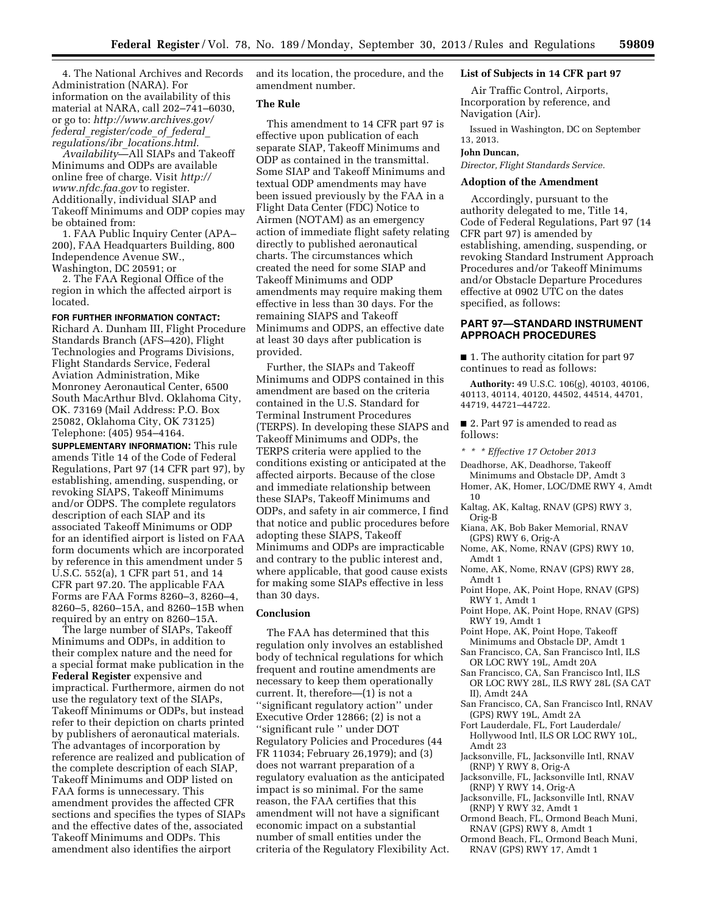4. The National Archives and Records Administration (NARA). For information on the availability of this material at NARA, call 202–741–6030, or go to: *http://www.archives.gov/federal_register/code_of_federal_regulations/ibr_locations.html.*

*Availability*—All SIAPs and Takeoff Minimums and ODPs are available online free of charge. Visit *http://www.nfdc.faa.gov* to register. Additionally, individual SIAP and Takeoff Minimums and ODP copies may be obtained from:

1. FAA Public Inquiry Center (APA–200), FAA Headquarters Building, 800 Independence Avenue SW., Washington, DC 20591; or

2. The FAA Regional Office of the region in which the affected airport is located.

**FOR FURTHER INFORMATION CONTACT:** Richard A. Dunham III, Flight Procedure Standards Branch (AFS–420), Flight Technologies and Programs Divisions, Flight Standards Service, Federal Aviation Administration, Mike Monroney Aeronautical Center, 6500 South MacArthur Blvd. Oklahoma City, OK. 73169 (Mail Address: P.O. Box 25082, Oklahoma City, OK 73125) Telephone: (405) 954–4164.

**SUPPLEMENTARY INFORMATION:** This rule amends Title 14 of the Code of Federal Regulations, Part 97 (14 CFR part 97), by establishing, amending, suspending, or revoking SIAPS, Takeoff Minimums and/or ODPS. The complete regulators description of each SIAP and its associated Takeoff Minimums or ODP for an identified airport is listed on FAA form documents which are incorporated by reference in this amendment under 5 U.S.C. 552(a), 1 CFR part 51, and 14 CFR part 97.20. The applicable FAA Forms are FAA Forms 8260–3, 8260–4, 8260–5, 8260–15A, and 8260–15B when required by an entry on 8260–15A.

The large number of SIAPs, Takeoff Minimums and ODPs, in addition to their complex nature and the need for a special format make publication in the **Federal Register** expensive and impractical. Furthermore, airmen do not use the regulatory text of the SIAPs, Takeoff Minimums or ODPs, but instead refer to their depiction on charts printed by publishers of aeronautical materials. The advantages of incorporation by reference are realized and publication of the complete description of each SIAP, Takeoff Minimums and ODP listed on FAA forms is unnecessary. This amendment provides the affected CFR sections and specifies the types of SIAPs and the effective dates of the, associated Takeoff Minimums and ODPs. This amendment also identifies the airport and its location, the procedure, and the amendment number.

## The Rule

This amendment to 14 CFR part 97 is effective upon publication of each separate SIAP, Takeoff Minimums and ODP as contained in the transmittal. Some SIAP and Takeoff Minimums and textual ODP amendments may have been issued previously by the FAA in a Flight Data Center (FDC) Notice to Airmen (NOTAM) as an emergency action of immediate flight safety relating directly to published aeronautical charts. The circumstances which created the need for some SIAP and Takeoff Minimums and ODP amendments may require making them effective in less than 30 days. For the remaining SIAPS and Takeoff Minimums and ODPS, an effective date at least 30 days after publication is provided.

Further, the SIAPs and Takeoff Minimums and ODPS contained in this amendment are based on the criteria contained in the U.S. Standard for Terminal Instrument Procedures (TERPS). In developing these SIAPS and Takeoff Minimums and ODPs, the TERPS criteria were applied to the conditions existing or anticipated at the affected airports. Because of the close and immediate relationship between these SIAPs, Takeoff Minimums and ODPs, and safety in air commerce, I find that notice and public procedures before adopting these SIAPS, Takeoff Minimums and ODPs are impracticable and contrary to the public interest and, where applicable, that good cause exists for making some SIAPs effective in less than 30 days.

## Conclusion

The FAA has determined that this regulation only involves an established body of technical regulations for which frequent and routine amendments are necessary to keep them operationally current. It, therefore—(1) is not a ''significant regulatory action'' under Executive Order 12866; (2) is not a ''significant rule '' under DOT Regulatory Policies and Procedures (44 FR 11034; February 26,1979); and (3) does not warrant preparation of a regulatory evaluation as the anticipated impact is so minimal. For the same reason, the FAA certifies that this amendment will not have a significant economic impact on a substantial number of small entities under the criteria of the Regulatory Flexibility Act.

## List of Subjects in 14 CFR part 97

Air Traffic Control, Airports, Incorporation by reference, and Navigation (Air).

Issued in Washington, DC on September 13, 2013.

**John Duncan,**

*Director, Flight Standards Service.*

## Adoption of the Amendment

Accordingly, pursuant to the authority delegated to me, Title 14, Code of Federal Regulations, Part 97 (14 CFR part 97) is amended by establishing, amending, suspending, or revoking Standard Instrument Approach Procedures and/or Takeoff Minimums and/or Obstacle Departure Procedures effective at 0902 UTC on the dates specified, as follows:

## PART 97—STANDARD INSTRUMENT APPROACH PROCEDURES

■ 1. The authority citation for part 97 continues to read as follows:

**Authority:** 49 U.S.C. 106(g), 40103, 40106, 40113, 40114, 40120, 44502, 44514, 44701, 44719, 44721–44722.

■ 2. Part 97 is amended to read as follows:

*\* \* \* Effective 17 October 2013*

Deadhorse, AK, Deadhorse, Takeoff Minimums and Obstacle DP, Amdt 3

Homer, AK, Homer, LOC/DME RWY 4, Amdt 10

Kaltag, AK, Kaltag, RNAV (GPS) RWY 3, Orig-B

Kiana, AK, Bob Baker Memorial, RNAV (GPS) RWY 6, Orig-A

Nome, AK, Nome, RNAV (GPS) RWY 10, Amdt 1

Nome, AK, Nome, RNAV (GPS) RWY 28, Amdt 1

Point Hope, AK, Point Hope, RNAV (GPS) RWY 1, Amdt 1

Point Hope, AK, Point Hope, RNAV (GPS) RWY 19, Amdt 1

Point Hope, AK, Point Hope, Takeoff Minimums and Obstacle DP, Amdt 1

San Francisco, CA, San Francisco Intl, ILS OR LOC RWY 19L, Amdt 20A

San Francisco, CA, San Francisco Intl, ILS OR LOC RWY 28L, ILS RWY 28L (SA CAT II), Amdt 24A

San Francisco, CA, San Francisco Intl, RNAV (GPS) RWY 19L, Amdt 2A

Fort Lauderdale, FL, Fort Lauderdale/Hollywood Intl, ILS OR LOC RWY 10L, Amdt 23

Jacksonville, FL, Jacksonville Intl, RNAV (RNP) Y RWY 8, Orig-A

Jacksonville, FL, Jacksonville Intl, RNAV (RNP) Y RWY 14, Orig-A

Jacksonville, FL, Jacksonville Intl, RNAV (RNP) Y RWY 32, Amdt 1

Ormond Beach, FL, Ormond Beach Muni, RNAV (GPS) RWY 8, Amdt 1

Ormond Beach, FL, Ormond Beach Muni, RNAV (GPS) RWY 17, Amdt 1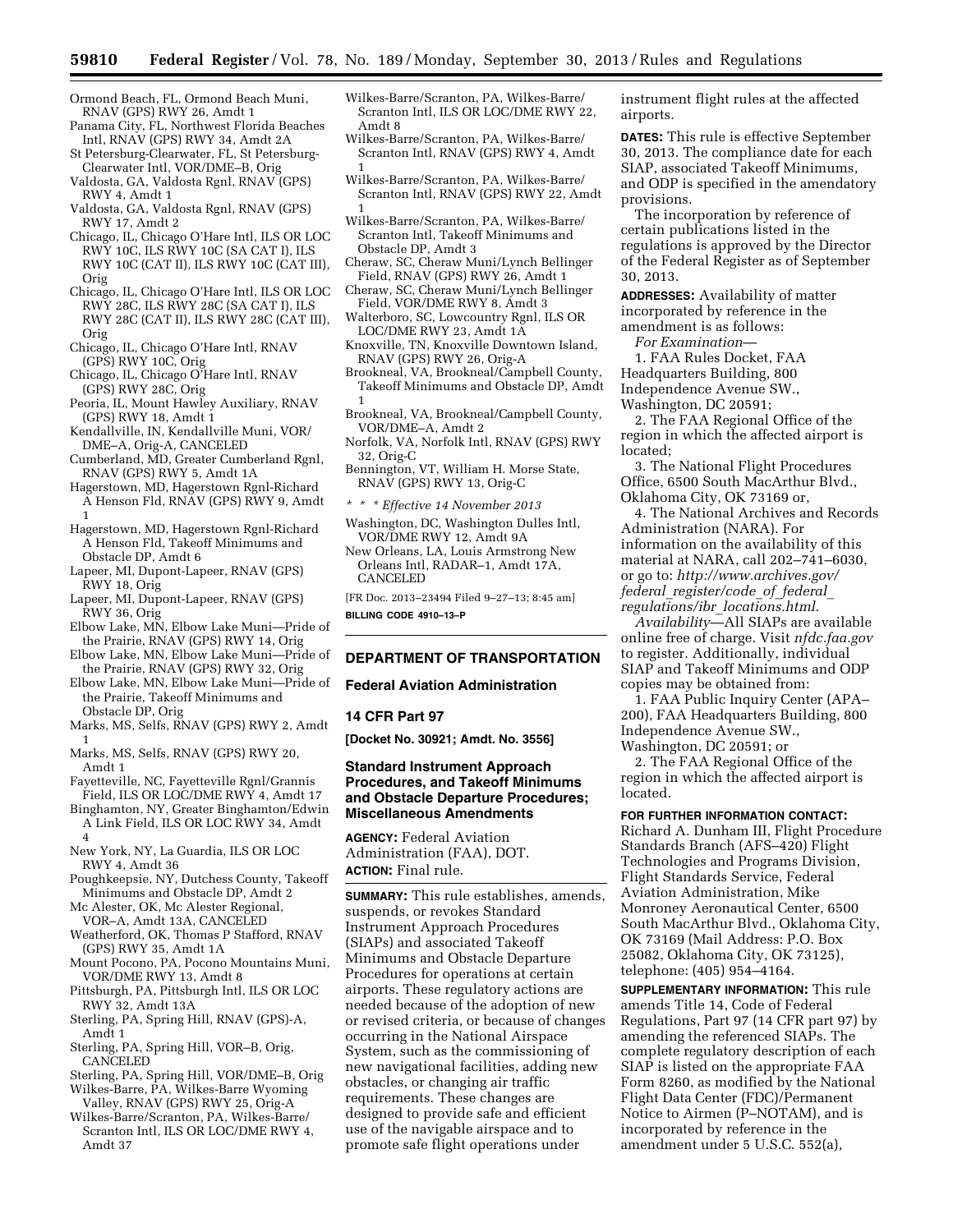Ormond Beach, FL, Ormond Beach Muni, RNAV (GPS) RWY 26, Amdt 1

Panama City, FL, Northwest Florida Beaches Intl, RNAV (GPS) RWY 34, Amdt 2A

St Petersburg-Clearwater, FL, St Petersburg-Clearwater Intl, VOR/DME–B, Orig

Valdosta, GA, Valdosta Rgnl, RNAV (GPS) RWY 4, Amdt 1

Valdosta, GA, Valdosta Rgnl, RNAV (GPS) RWY 17, Amdt 2

Chicago, IL, Chicago O'Hare Intl, ILS OR LOC RWY 10C, ILS RWY 10C (SA CAT I), ILS RWY 10C (CAT II), ILS RWY 10C (CAT III), Orig

Chicago, IL, Chicago O'Hare Intl, ILS OR LOC RWY 28C, ILS RWY 28C (SA CAT I), ILS RWY 28C (CAT II), ILS RWY 28C (CAT III), Orig

Chicago, IL, Chicago O'Hare Intl, RNAV (GPS) RWY 10C, Orig

Chicago, IL, Chicago O'Hare Intl, RNAV (GPS) RWY 28C, Orig

Peoria, IL, Mount Hawley Auxiliary, RNAV (GPS) RWY 18, Amdt 1

Kendallville, IN, Kendallville Muni, VOR/DME–A, Orig-A, CANCELED

Cumberland, MD, Greater Cumberland Rgnl, RNAV (GPS) RWY 5, Amdt 1A

Hagerstown, MD, Hagerstown Rgnl-Richard A Henson Fld, RNAV (GPS) RWY 9, Amdt 1

Hagerstown, MD, Hagerstown Rgnl-Richard A Henson Fld, Takeoff Minimums and Obstacle DP, Amdt 6

Lapeer, MI, Dupont-Lapeer, RNAV (GPS) RWY 18, Orig

Lapeer, MI, Dupont-Lapeer, RNAV (GPS) RWY 36, Orig

Elbow Lake, MN, Elbow Lake Muni—Pride of the Prairie, RNAV (GPS) RWY 14, Orig

Elbow Lake, MN, Elbow Lake Muni—Pride of the Prairie, RNAV (GPS) RWY 32, Orig

Elbow Lake, MN, Elbow Lake Muni—Pride of the Prairie, Takeoff Minimums and Obstacle DP, Orig

Marks, MS, Selfs, RNAV (GPS) RWY 2, Amdt 1

Marks, MS, Selfs, RNAV (GPS) RWY 20, Amdt 1

Fayetteville, NC, Fayetteville Rgnl/Grannis Field, ILS OR LOC/DME RWY 4, Amdt 17

Binghamton, NY, Greater Binghamton/Edwin A Link Field, ILS OR LOC RWY 34, Amdt 4

New York, NY, La Guardia, ILS OR LOC RWY 4, Amdt 36

Poughkeepsie, NY, Dutchess County, Takeoff Minimums and Obstacle DP, Amdt 2

Mc Alester, OK, Mc Alester Regional, VOR–A, Amdt 13A, CANCELED

Weatherford, OK, Thomas P Stafford, RNAV (GPS) RWY 35, Amdt 1A

Mount Pocono, PA, Pocono Mountains Muni, VOR/DME RWY 13, Amdt 8

Pittsburgh, PA, Pittsburgh Intl, ILS OR LOC RWY 32, Amdt 13A

Sterling, PA, Spring Hill, RNAV (GPS)-A, Amdt 1

Sterling, PA, Spring Hill, VOR–B, Orig, CANCELED

Sterling, PA, Spring Hill, VOR/DME–B, Orig

Wilkes-Barre, PA, Wilkes-Barre Wyoming Valley, RNAV (GPS) RWY 25, Orig-A

Wilkes-Barre/Scranton, PA, Wilkes-Barre/Scranton Intl, ILS OR LOC/DME RWY 4, Amdt 37

Wilkes-Barre/Scranton, PA, Wilkes-Barre/Scranton Intl, ILS OR LOC/DME RWY 22, Amdt 8

Wilkes-Barre/Scranton, PA, Wilkes-Barre/Scranton Intl, RNAV (GPS) RWY 4, Amdt 1

Wilkes-Barre/Scranton, PA, Wilkes-Barre/Scranton Intl, RNAV (GPS) RWY 22, Amdt 1

Wilkes-Barre/Scranton, PA, Wilkes-Barre/Scranton Intl, Takeoff Minimums and Obstacle DP, Amdt 3

Cheraw, SC, Cheraw Muni/Lynch Bellinger Field, RNAV (GPS) RWY 26, Amdt 1

Cheraw, SC, Cheraw Muni/Lynch Bellinger Field, VOR/DME RWY 8, Amdt 3

Walterboro, SC, Lowcountry Rgnl, ILS OR LOC/DME RWY 23, Amdt 1A

Knoxville, TN, Knoxville Downtown Island, RNAV (GPS) RWY 26, Orig-A

Brookneal, VA, Brookneal/Campbell County, Takeoff Minimums and Obstacle DP, Amdt 1

Brookneal, VA, Brookneal/Campbell County, VOR/DME–A, Amdt 2

Norfolk, VA, Norfolk Intl, RNAV (GPS) RWY 32, Orig-C

Bennington, VT, William H. Morse State, RNAV (GPS) RWY 13, Orig-C

* * * *Effective 14 November 2013*

Washington, DC, Washington Dulles Intl, VOR/DME RWY 12, Amdt 9A

New Orleans, LA, Louis Armstrong New Orleans Intl, RADAR–1, Amdt 17A, CANCELED

[FR Doc. 2013–23494 Filed 9–27–13; 8:45 am]

**BILLING CODE 4910–13–P**

## DEPARTMENT OF TRANSPORTATION

### Federal Aviation Administration

### 14 CFR Part 97

**[Docket No. 30921; Amdt. No. 3556]**

### Standard Instrument Approach Procedures, and Takeoff Minimums and Obstacle Departure Procedures; Miscellaneous Amendments

**AGENCY:** Federal Aviation Administration (FAA), DOT.

**ACTION:** Final rule.

**SUMMARY:** This rule establishes, amends, suspends, or revokes Standard Instrument Approach Procedures (SIAPs) and associated Takeoff Minimums and Obstacle Departure Procedures for operations at certain airports. These regulatory actions are needed because of the adoption of new or revised criteria, or because of changes occurring in the National Airspace System, such as the commissioning of new navigational facilities, adding new obstacles, or changing air traffic requirements. These changes are designed to provide safe and efficient use of the navigable airspace and to promote safe flight operations under instrument flight rules at the affected airports.

**DATES:** This rule is effective September 30, 2013. The compliance date for each SIAP, associated Takeoff Minimums, and ODP is specified in the amendatory provisions.

The incorporation by reference of certain publications listed in the regulations is approved by the Director of the Federal Register as of September 30, 2013.

**ADDRESSES:** Availability of matter incorporated by reference in the amendment is as follows:

*For Examination*—

1. FAA Rules Docket, FAA Headquarters Building, 800 Independence Avenue SW., Washington, DC 20591;

2. The FAA Regional Office of the region in which the affected airport is located;

3. The National Flight Procedures Office, 6500 South MacArthur Blvd., Oklahoma City, OK 73169 or,

4. The National Archives and Records Administration (NARA). For information on the availability of this material at NARA, call 202–741–6030, or go to: *http://www.archives.gov/federal_register/code_of_federal_regulations/ibr_locations.html*.

*Availability*—All SIAPs are available online free of charge. Visit *nfdc.faa.gov* to register. Additionally, individual SIAP and Takeoff Minimums and ODP copies may be obtained from:

1. FAA Public Inquiry Center (APA–200), FAA Headquarters Building, 800 Independence Avenue SW., Washington, DC 20591; or

2. The FAA Regional Office of the region in which the affected airport is located.

**FOR FURTHER INFORMATION CONTACT:** Richard A. Dunham III, Flight Procedure Standards Branch (AFS–420) Flight Technologies and Programs Division, Flight Standards Service, Federal Aviation Administration, Mike Monroney Aeronautical Center, 6500 South MacArthur Blvd., Oklahoma City, OK 73169 (Mail Address: P.O. Box 25082, Oklahoma City, OK 73125), telephone: (405) 954–4164.

**SUPPLEMENTARY INFORMATION:** This rule amends Title 14, Code of Federal Regulations, Part 97 (14 CFR part 97) by amending the referenced SIAPs. The complete regulatory description of each SIAP is listed on the appropriate FAA Form 8260, as modified by the National Flight Data Center (FDC)/Permanent Notice to Airmen (P–NOTAM), and is incorporated by reference in the amendment under 5 U.S.C. 552(a),